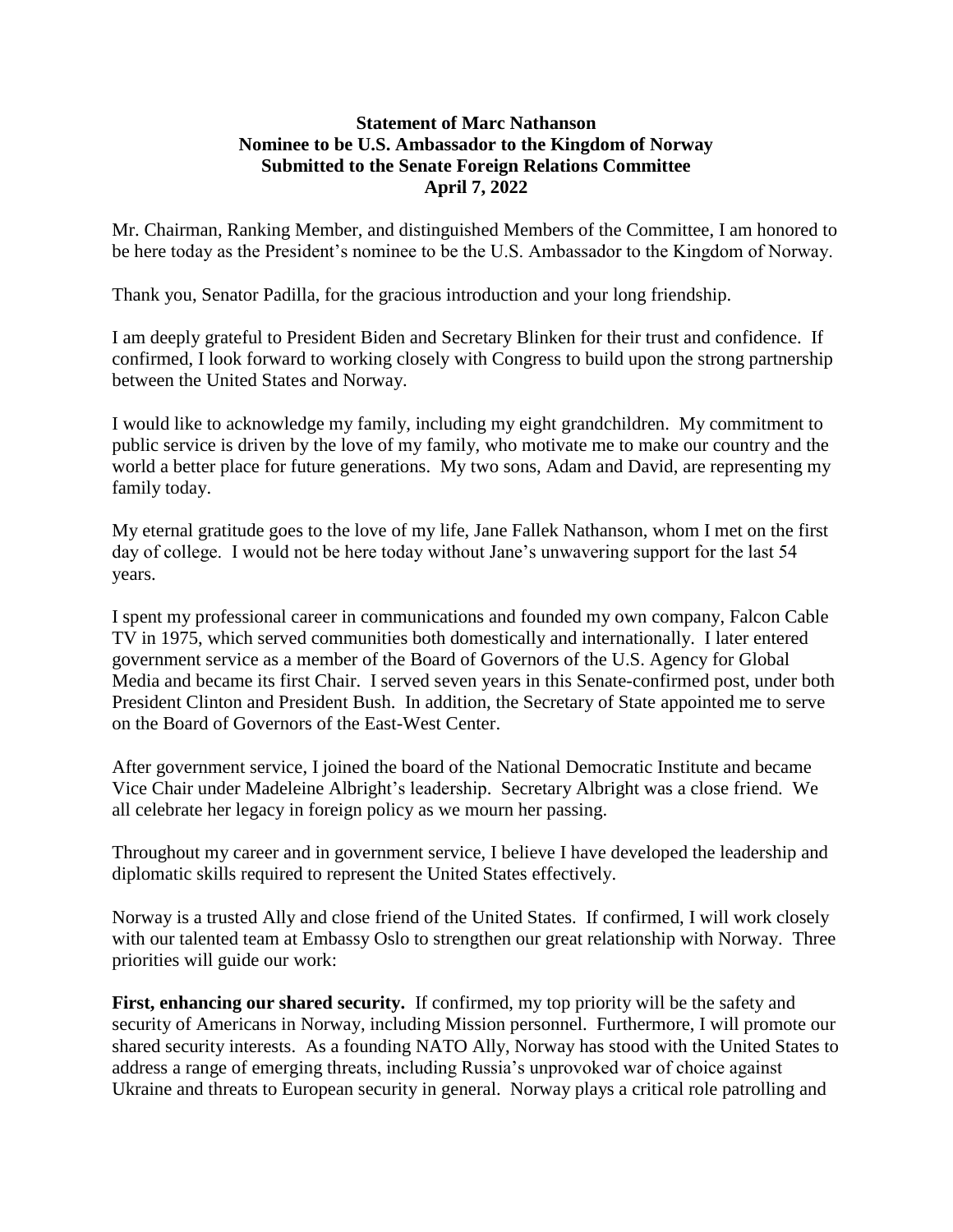**Statement of Marc Nathanson**
**Nominee to be U.S. Ambassador to the Kingdom of Norway**
**Submitted to the Senate Foreign Relations Committee**
**April 7, 2022**

Mr. Chairman, Ranking Member, and distinguished Members of the Committee, I am honored to be here today as the President's nominee to be the U.S. Ambassador to the Kingdom of Norway.

Thank you, Senator Padilla, for the gracious introduction and your long friendship.

I am deeply grateful to President Biden and Secretary Blinken for their trust and confidence. If confirmed, I look forward to working closely with Congress to build upon the strong partnership between the United States and Norway.

I would like to acknowledge my family, including my eight grandchildren. My commitment to public service is driven by the love of my family, who motivate me to make our country and the world a better place for future generations. My two sons, Adam and David, are representing my family today.

My eternal gratitude goes to the love of my life, Jane Fallek Nathanson, whom I met on the first day of college. I would not be here today without Jane's unwavering support for the last 54 years.

I spent my professional career in communications and founded my own company, Falcon Cable TV in 1975, which served communities both domestically and internationally. I later entered government service as a member of the Board of Governors of the U.S. Agency for Global Media and became its first Chair. I served seven years in this Senate-confirmed post, under both President Clinton and President Bush. In addition, the Secretary of State appointed me to serve on the Board of Governors of the East-West Center.

After government service, I joined the board of the National Democratic Institute and became Vice Chair under Madeleine Albright's leadership. Secretary Albright was a close friend. We all celebrate her legacy in foreign policy as we mourn her passing.

Throughout my career and in government service, I believe I have developed the leadership and diplomatic skills required to represent the United States effectively.

Norway is a trusted Ally and close friend of the United States. If confirmed, I will work closely with our talented team at Embassy Oslo to strengthen our great relationship with Norway. Three priorities will guide our work:

**First, enhancing our shared security.** If confirmed, my top priority will be the safety and security of Americans in Norway, including Mission personnel. Furthermore, I will promote our shared security interests. As a founding NATO Ally, Norway has stood with the United States to address a range of emerging threats, including Russia's unprovoked war of choice against Ukraine and threats to European security in general. Norway plays a critical role patrolling and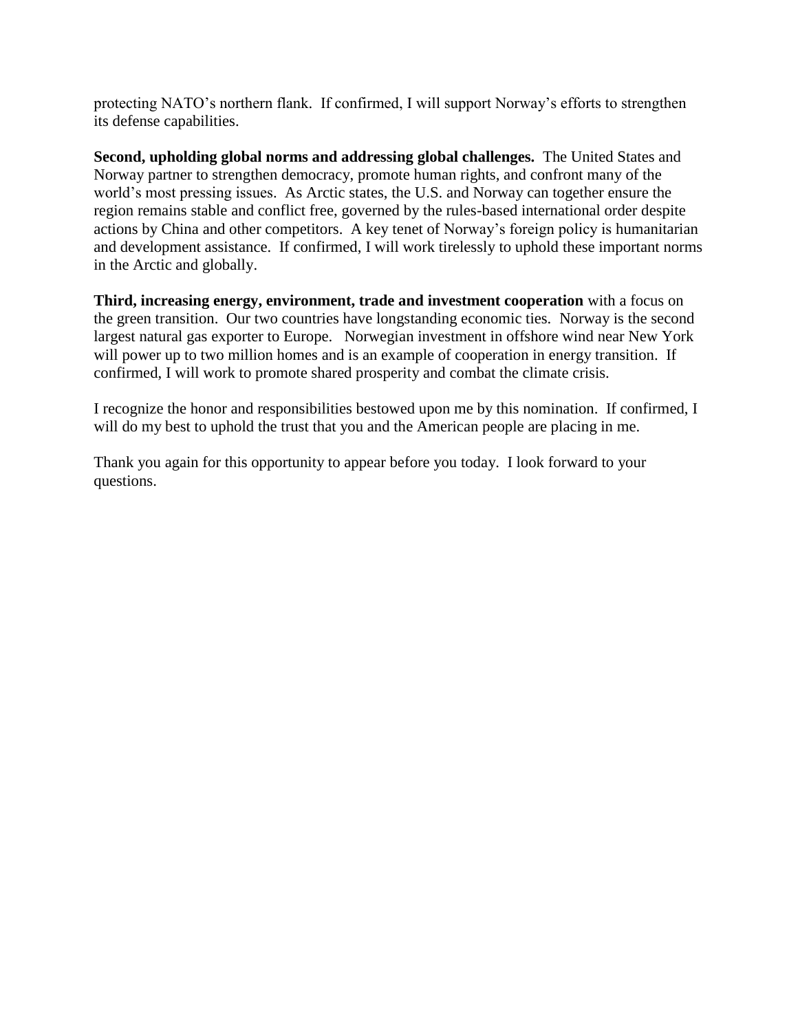protecting NATO's northern flank. If confirmed, I will support Norway's efforts to strengthen its defense capabilities.

**Second, upholding global norms and addressing global challenges.** The United States and Norway partner to strengthen democracy, promote human rights, and confront many of the world's most pressing issues. As Arctic states, the U.S. and Norway can together ensure the region remains stable and conflict free, governed by the rules-based international order despite actions by China and other competitors. A key tenet of Norway's foreign policy is humanitarian and development assistance. If confirmed, I will work tirelessly to uphold these important norms in the Arctic and globally.

**Third, increasing energy, environment, trade and investment cooperation** with a focus on the green transition. Our two countries have longstanding economic ties. Norway is the second largest natural gas exporter to Europe. Norwegian investment in offshore wind near New York will power up to two million homes and is an example of cooperation in energy transition. If confirmed, I will work to promote shared prosperity and combat the climate crisis.

I recognize the honor and responsibilities bestowed upon me by this nomination. If confirmed, I will do my best to uphold the trust that you and the American people are placing in me.

Thank you again for this opportunity to appear before you today. I look forward to your questions.